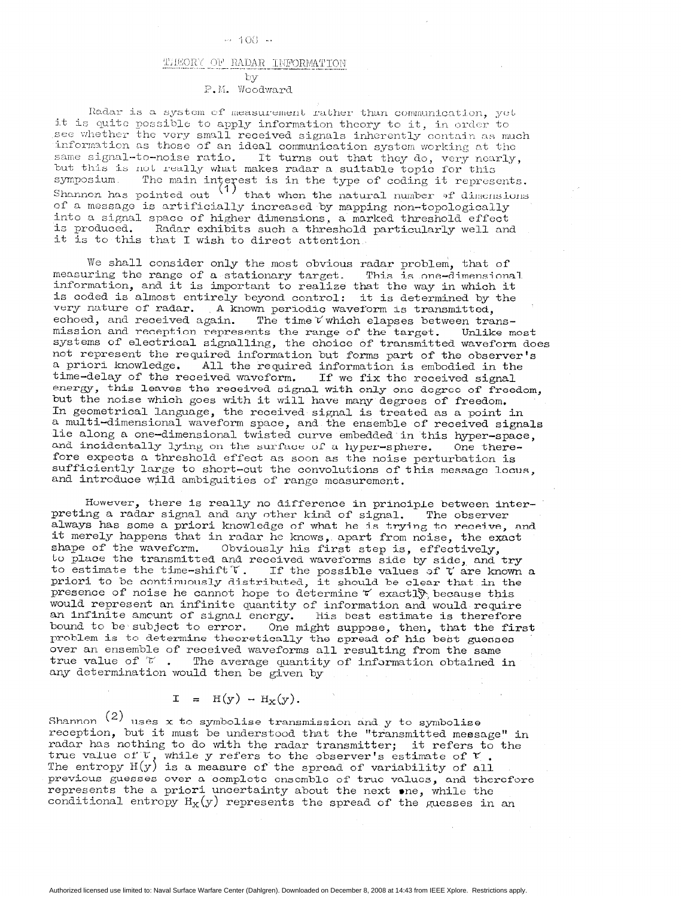# THEORY OF RADAR INFORMATION

by

P.M. Woodward

Radar is a system of measurement rather than communication, yet it is quite possible to apply information theory to it, in order to see whether the very small received signals inherently contain as much information as those of an ideal communication system working at the same signal-to-noise ratio. It turns out that they do, very nearly, but this is not really what makes radar a suitable topic for this symposium. The main interest is in the type of coding it represents. Shannon has pointed out [1] that when the natural number of dimensions of a message is artificially increased by mapping non-topologically into a signal space of higher dimensions, a marked threshold effect is produced. Radar exhibits such a threshold particularly well and it is to this that I wish to direct attention.

We shall consider only the most obvious radar problem, that of measuring the range of a stationary target. This is one-dimensional information, and it is important to realize that the way in which it is coded is almost entirely beyond control: it is determined by the very nature of radar. A known periodic waveform is transmitted, echoed, and received again. The time $\tau$ which elapses between transmission and reception represents the range of the target. Unlike most systems of electrical signalling, the choice of transmitted waveform does not represent the required information but forms part of the observer's a priori knowledge. All the required information is embodied in the time-delay of the received waveform. If we fix the received signal energy, this leaves the received signal with only one degree of freedom, but the noise which goes with it will have many degrees of freedom. In geometrical language, the received signal is treated as a point in a multi-dimensional waveform space, and the ensemble of received signals lie along a one-dimensional twisted curve embedded in this hyper-space, and incidentally lying on the surface of a hyper-sphere. One therefore expects a threshold effect as soon as the noise perturbation is sufficiently large to short-cut the convolutions of this message locus, and introduce wild ambiguities of range measurement.

However, there is really no difference in principle between interpreting a radar signal and any other kind of signal. The observer always has some a priori knowledge of what he is trying to receive, and it merely happens that in radar he knows, apart from noise, the exact shape of the waveform. Obviously his first step is, effectively, to place the transmitted and received waveforms side by side, and try to estimate the time-shift $\tau$. If the possible values of $\tau$ are known a priori to be continuously distributed, it should be clear that in the presence of noise he cannot hope to determine $\tau$ exactly, because this would represent an infinite quantity of information and would require an infinite amount of signal energy. His best estimate is therefore bound to be subject to error. One might suppose, then, that the first problem is to determine theoretically the spread of his best guesses over an ensemble of received waveforms all resulting from the same true value of $\tau$. The average quantity of information obtained in any determination would then be given by

$$I = H(y) - H_x(y).$$

Shannon [2] uses x to symbolise transmission and y to symbolise reception, but it must be understood that the "transmitted message" in radar has nothing to do with the radar transmitter; it refers to the true value of $\tau$, while y refers to the observer's estimate of $\tau$. The entropy $H(y)$ is a measure of the spread of variability of all previous guesses over a complete ensemble of true values, and therefore represents the a priori uncertainty about the next one, while the conditional entropy $H_x(y)$ represents the spread of the guesses in an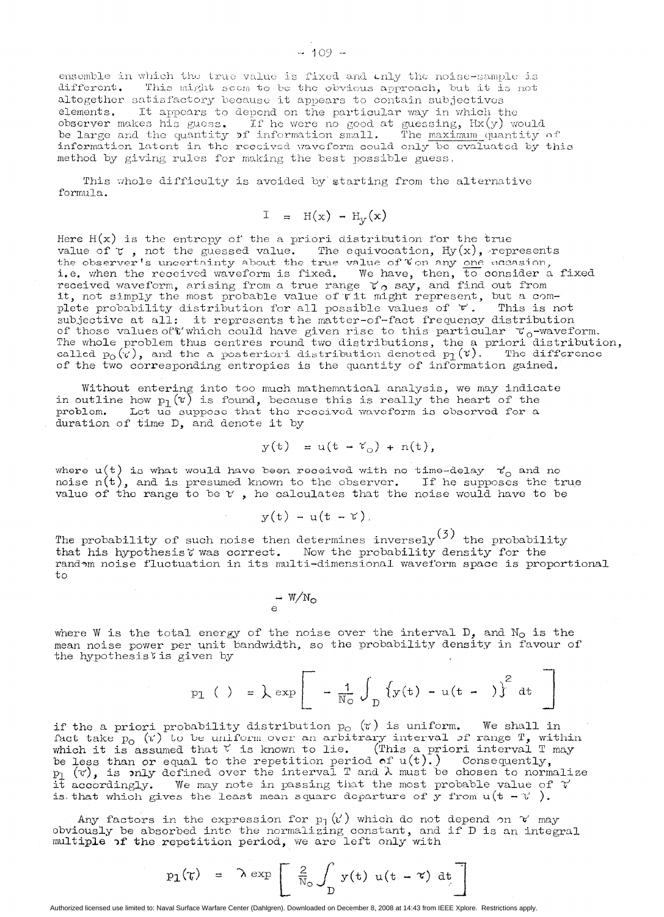ensemble in which the true value is fixed and only the noise-sample is different. This might seem to be the obvious approach, but it is not altogether satisfactory because it appears to contain subjectives elements. It appears to depend on the particular way in which the observer makes his guess. If he were no good at guessing, $H_x(y)$ would be large and the quantity of information small. The <u>maximum</u> quantity of information latent in the received waveform could only be evaluated by this method by giving rules for making the best possible guess.

This whole difficulty is avoided by starting from the alternative formula.

$$I = H(x) - H_y(x)$$

Here $H(x)$ is the entropy of the a priori distribution for the true value of $\tau$, not the guessed value. The equivocation, $H_y(x)$, represents the observer's uncertainty about the true value of $\tau$ on any <u>one</u> occasion, i.e. when the received waveform is fixed. We have, then, to consider a fixed received waveform, arising from a true range $\tau_0$ say, and find out from it, not simply the most probable value of $\tau$ it might represent, but a complete probability distribution for all possible values of $\tau$. This is not subjective at all: it represents the matter-of-fact frequency distribution of those values of $\tau$ which could have given rise to this particular $\tau_0$-waveform. The whole problem thus centres round two distributions, the a priori distribution, called $p_0(\tau)$, and the a posteriori distribution denoted $p_1(\tau)$. The difference of the two corresponding entropies is the quantity of information gained.

Without entering into too much mathematical analysis, we may indicate in outline how $p_1(\tau)$ is found, because this is really the heart of the problem. Let us suppose that the received waveform is observed for a duration of time D, and denote it by

$$y(t) = u(t - \tau_0) + n(t),$$

where $u(t)$ is what would have been received with no time-delay $\tau_0$ and no noise $n(t)$, and is presumed known to the observer. If he supposes the true value of the range to be $\tau$, he calculates that the noise would have to be

$$y(t) - u(t - \tau).$$

The probability of such noise then determines inversely[3] the probability that his hypothesis $\tau$ was correct. Now the probability density for the random noise fluctuation in its multi-dimensional waveform space is proportional to

$$e^{-W/N_0}$$

where W is the total energy of the noise over the interval D, and $N_0$ is the mean noise power per unit bandwidth, so the probability density in favour of the hypothesis $\tau$ is given by

$$p_1(\ ) = \lambda \exp\left[ -\frac{1}{N_0} \int_D \{y(t) - u(t - \ )\}^2 \, dt \right]$$

if the a priori probability distribution $p_0(\tau)$ is uniform. We shall in fact take $p_0(\tau)$ to be uniform over an arbitrary interval of range T, within which it is assumed that $\tau$ is known to lie. (This a priori interval T may be less than or equal to the repetition period of $u(t)$.) Consequently, $p_1(\tau)$, is only defined over the interval T and $\lambda$ must be chosen to normalize it accordingly. We may note in passing that the most probable value of $\tau$ is that which gives the least mean square departure of y from $u(t - \tau)$.

Any factors in the expression for $p_1(\tau)$ which do not depend on $\tau$ may obviously be absorbed into the normalizing constant, and if D is an integral multiple of the repetition period, we are left only with

$$p_1(\tau) = \lambda \exp\left[ \frac{2}{N_0} \int_D y(t)\, u(t - \tau)\, dt \right]$$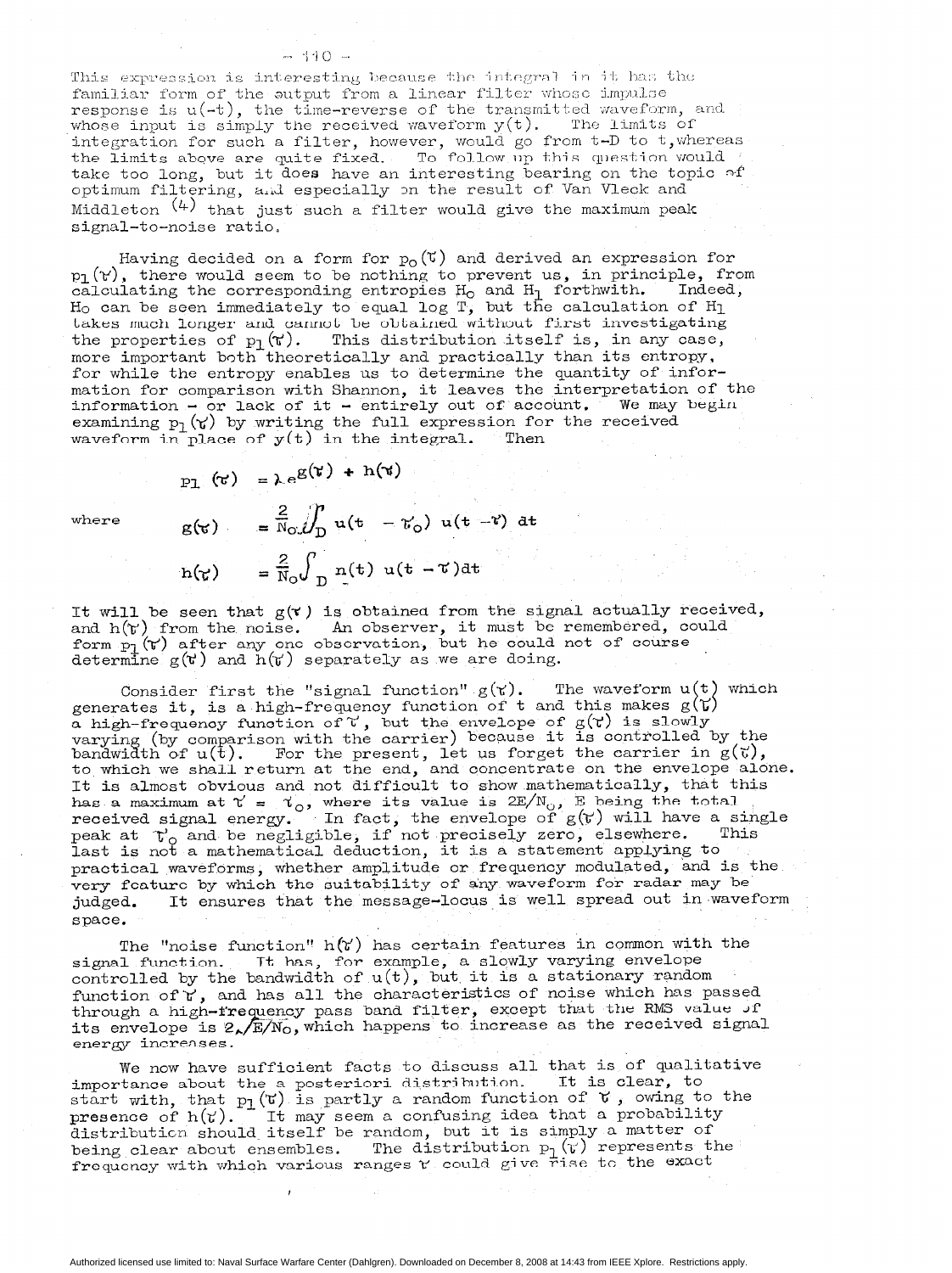This expression is interesting because the integral in it has the familiar form of the output from a linear filter whose impulse response is $u(-t)$, the time-reverse of the transmitted waveform, and whose input is simply the received waveform $y(t)$. The limits of integration for such a filter, however, would go from $t-D$ to $t$, whereas the limits above are quite fixed. To follow up this question would take too long, but it does have an interesting bearing on the topic of optimum filtering, and especially on the result of Van Vleck and Middleton [4] that just such a filter would give the maximum peak signal-to-noise ratio.

Having decided on a form for $p_0(\tau)$ and derived an expression for $p_1(\tau)$, there would seem to be nothing to prevent us, in principle, from calculating the corresponding entropies $H_0$ and $H_1$ forthwith. Indeed, $H_0$ can be seen immediately to equal $\log T$, but the calculation of $H_1$ takes much longer and cannot be obtained without first investigating the properties of $p_1(\tau)$. This distribution itself is, in any case, more important both theoretically and practically than its entropy, for while the entropy enables us to determine the quantity of information for comparison with Shannon, it leaves the interpretation of the information – or lack of it – entirely out of account. We may begin examining $p_1(\tau)$ by writing the full expression for the received waveform in place of $y(t)$ in the integral. Then

$$p_1(\tau) = \lambda e^{g(\tau) + h(\tau)}$$

where

$$g(\tau) = \frac{2}{N_0}\int_D u(t - \tau_0)\, u(t - \tau)\, dt$$

$$h(\tau) = \frac{2}{N_0}\int_D n(t)\, u(t - \tau) dt$$

It will be seen that $g(\tau)$ is obtained from the signal actually received, and $h(\tau)$ from the noise. An observer, it must be remembered, could form $p_1(\tau)$ after any one observation, but he could not of course determine $g(\tau)$ and $h(\tau)$ separately as we are doing.

Consider first the "signal function" $g(\tau)$. The waveform $u(t)$ which generates it, is a high-frequency function of t and this makes $g(\tau)$ a high-frequency function of $\tau$, but the envelope of $g(\tau)$ is slowly varying (by comparison with the carrier) because it is controlled by the bandwidth of $u(t)$. For the present, let us forget the carrier in $g(\tau)$, to which we shall return at the end, and concentrate on the envelope alone. It is almost obvious and not difficult to show mathematically, that this has a maximum at $\tau = \tau_0$, where its value is $2E/N_0$, E being the total received signal energy. In fact, the envelope of $g(\tau)$ will have a single peak at $\tau_0$ and be negligible, if not precisely zero, elsewhere. This last is not a mathematical deduction, it is a statement applying to practical waveforms, whether amplitude or frequency modulated, and is the very feature by which the suitability of any waveform for radar may be judged. It ensures that the message-locus is well spread out in waveform space.

The "noise function" $h(\tau)$ has certain features in common with the signal function. It has, for example, a slowly varying envelope controlled by the bandwidth of $u(t)$, but it is a stationary random function of $\tau$, and has all the characteristics of noise which has passed through a high-frequency pass band filter, except that the RMS value of its envelope is $2\sqrt{E/N_0}$, which happens to increase as the received signal energy increases.

We now have sufficient facts to discuss all that is of qualitative importance about the a posteriori distribution. It is clear, to start with, that $p_1(\tau)$ is partly a random function of $\tau$, owing to the presence of $h(\tau)$. It may seem a confusing idea that a probability distribution should itself be random, but it is simply a matter of being clear about ensembles. The distribution $p_1(\tau)$ represents the frequency with which various ranges $\tau$ could give rise to the exact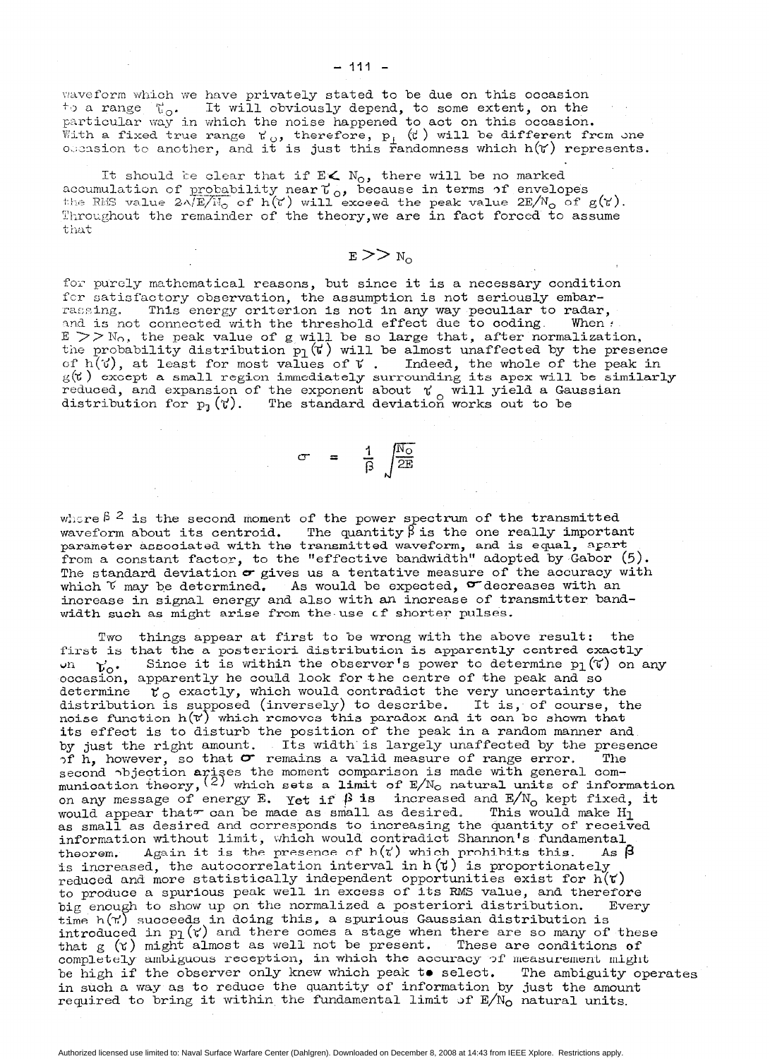waveform which we have privately stated to be due on this occasion to a range $\tau_0$. It will obviously depend, to some extent, on the particular way in which the noise happened to act on this occasion. With a fixed true range $\tau_0$, therefore, $p_1(\tau)$ will be different from one occasion to another, and it is just this randomness which $h(\tau)$ represents.

It should be clear that if $E \nless N_0$, there will be no marked accumulation of probability near $\tau_0$, because in terms of envelopes the RMS value $2\sqrt{E/N_0}$ of $h(\tau)$ will exceed the peak value $2E/N_0$ of $g(\tau)$. Throughout the remainder of the theory, we are in fact forced to assume that

$$E >> N_0$$

for purely mathematical reasons, but since it is a necessary condition for satisfactory observation, the assumption is not seriously embarrassing. This energy criterion is not in any way peculiar to radar, and is not connected with the threshold effect due to coding. When $E >> N_0$, the peak value of g will be so large that, after normalization, the probability distribution $p_1(\tau)$ will be almost unaffected by the presence of $h(\tau)$, at least for most values of $\tau$. Indeed, the whole of the peak in $g(\tau)$ except a small region immediately surrounding its apex will be similarly reduced, and expansion of the exponent about $\tau_0$ will yield a Gaussian distribution for $p_1(\tau)$. The standard deviation works out to be

$$\sigma = \frac{1}{\beta}\sqrt{\frac{N_0}{2E}}$$

where $\beta^2$ is the second moment of the power spectrum of the transmitted waveform about its centroid. The quantity $\beta$ is the one really important parameter associated with the transmitted waveform, and is equal, apart from a constant factor, to the "effective bandwidth" adopted by Gabor (5). The standard deviation $\sigma$ gives us a tentative measure of the accuracy with which $\tau$ may be determined. As would be expected, $\sigma$ decreases with an increase in signal energy and also with an increase of transmitter bandwidth such as might arise from the use of shorter pulses.

Two things appear at first to be wrong with the above result: the first is that the a posteriori distribution is apparently centred exactly on $\tau_0$. Since it is within the observer's power to determine $p_1(\tau)$ on any occasion, apparently he could look for the centre of the peak and so determine $\tau_0$ exactly, which would contradict the very uncertainty the distribution is supposed (inversely) to describe. It is, of course, the noise function $h(\tau)$ which removes this paradox and it can be shown that its effect is to disturb the position of the peak in a random manner and by just the right amount. Its width is largely unaffected by the presence of h, however, so that $\sigma$ remains a valid measure of range error. The second objection arises the moment comparison is made with general communication theory,(2) which sets a limit of $E/N_0$ natural units of information on any message of energy E. Yet if $\beta$ is increased and $E/N_0$ kept fixed, it would appear that $\sigma$ can be made as small as desired. This would make $H_1$ as small as desired and corresponds to increasing the quantity of received information without limit, which would contradict Shannon's fundamental theorem. Again it is the presence of $h(\tau)$ which prohibits this. As $\beta$ is increased, the autocorrelation interval in $h(\tau)$ is proportionately reduced and more statistically independent opportunities exist for $h(\tau)$ to produce a spurious peak well in excess of its RMS value, and therefore big enough to show up on the normalized a posteriori distribution. Every time $h(\tau)$ succeeds in doing this, a spurious Gaussian distribution is introduced in $p_1(\tau)$ and there comes a stage when there are so many of these that $g(\tau)$ might almost as well not be present. These are conditions of completely ambiguous reception, in which the accuracy of measurement might be high if the observer only knew which peak to select. The ambiguity operates in such a way as to reduce the quantity of information by just the amount required to bring it within the fundamental limit of $E/N_0$ natural units.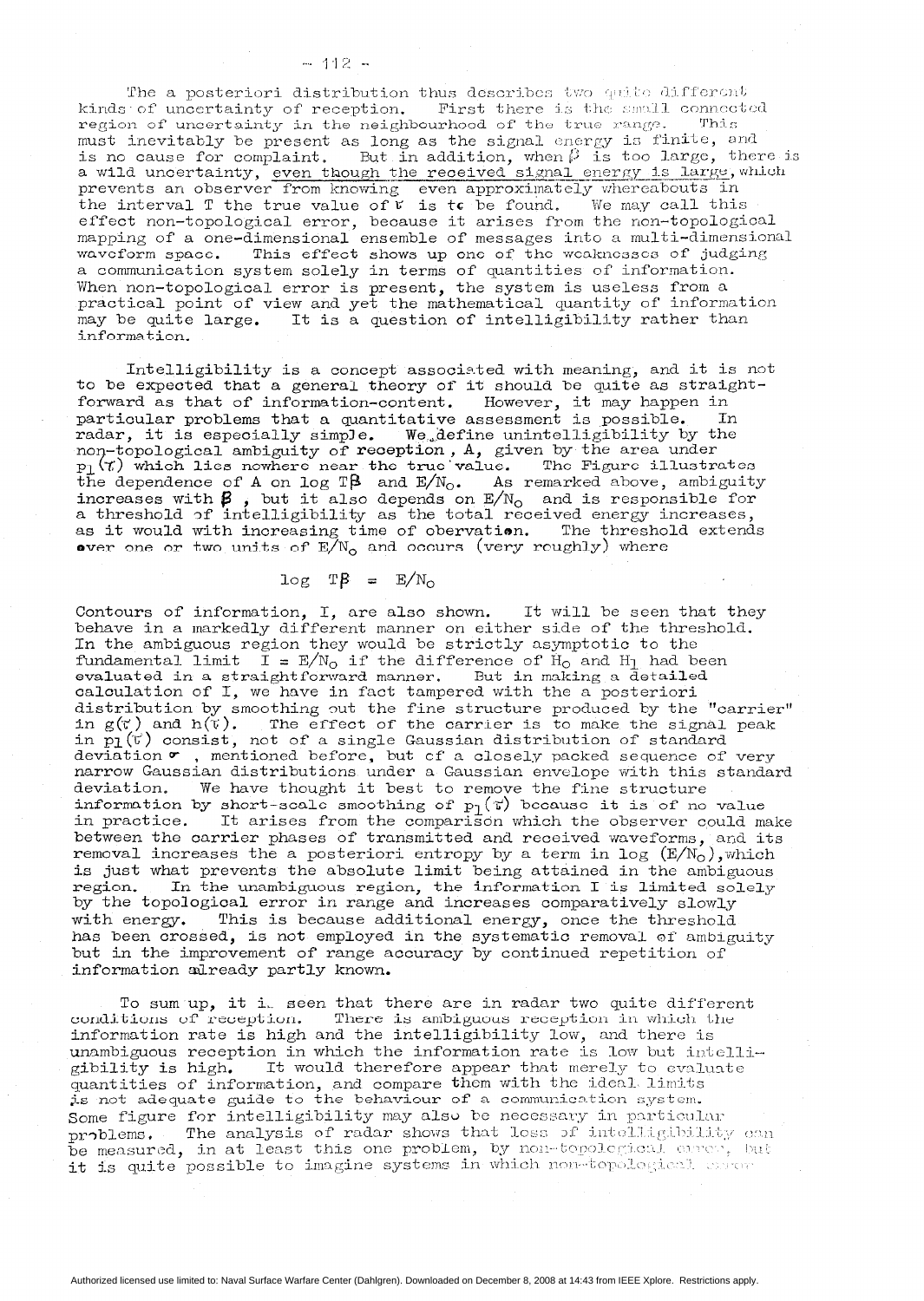The a posteriori distribution thus describes two quite different kinds of uncertainty of reception. First there is the small connected region of uncertainty in the neighbourhood of the true range. This must inevitably be present as long as the signal energy is finite, and is no cause for complaint. But in addition, when $\beta$ is too large, there is a wild uncertainty, even though the received signal energy is large, which prevents an observer from knowing even approximately whereabouts in the interval T the true value of $\tau$ is to be found. We may call this effect non-topological error, because it arises from the non-topological mapping of a one-dimensional ensemble of messages into a multi-dimensional waveform space. This effect shows up one of the weaknesses of judging a communication system solely in terms of quantities of information. When non-topological error is present, the system is useless from a practical point of view and yet the mathematical quantity of information may be quite large. It is a question of intelligibility rather than information.

Intelligibility is a concept associated with meaning, and it is not to be expected that a general theory of it should be quite as straightforward as that of information-content. However, it may happen in particular problems that a quantitative assessment is possible. In radar, it is especially simple. We define unintelligibility by the non-topological ambiguity of reception, A, given by the area under $p_1(\tau)$ which lies nowhere near the true value. The Figure illustrates the dependence of A on $\log T\beta$ and $E/N_0$. As remarked above, ambiguity increases with $\beta$, but it also depends on $E/N_0$ and is responsible for a threshold of intelligibility as the total received energy increases, as it would with increasing time of obervation. The threshold extends over one or two units of $E/N_0$ and occurs (very roughly) where

$$\log T\beta = E/N_0$$

Contours of information, I, are also shown. It will be seen that they behave in a markedly different manner on either side of the threshold. In the ambiguous region they would be strictly asymptotic to the fundamental limit $I = E/N_0$ if the difference of $H_0$ and $H_1$ had been evaluated in a straightforward manner. But in making a detailed calculation of I, we have in fact tampered with the a posteriori distribution by smoothing out the fine structure produced by the "carrier" in $g(\tau)$ and $h(\tau)$. The effect of the carrier is to make the signal peak in $p_1(\tau)$ consist, not of a single Gaussian distribution of standard deviation $\sigma$, mentioned before, but of a closely packed sequence of very narrow Gaussian distributions under a Gaussian envelope with this standard deviation. We have thought it best to remove the fine structure information by short-scale smoothing of $p_1(\tau)$ because it is of no value in practice. It arises from the comparison which the observer could make between the carrier phases of transmitted and received waveforms, and its removal increases the a posteriori entropy by a term in $\log (E/N_0)$, which is just what prevents the absolute limit being attained in the ambiguous region. In the unambiguous region, the information I is limited solely by the topological error in range and increases comparatively slowly with energy. This is because additional energy, once the threshold has been crossed, is not employed in the systematic removal of ambiguity but in the improvement of range accuracy by continued repetition of information already partly known.

To sum up, it is seen that there are in radar two quite different conditions of reception. There is ambiguous reception in which the information rate is high and the intelligibility low, and there is unambiguous reception in which the information rate is low but intelligibility is high. It would therefore appear that merely to evaluate quantities of information, and compare them with the ideal limits is not adequate guide to the behaviour of a communication system. Some figure for intelligibility may also be necessary in particular problems. The analysis of radar shows that loss of intelligibility can be measured, in at least this one problem, by non-topological error, but it is quite possible to imagine systems in which non-topological error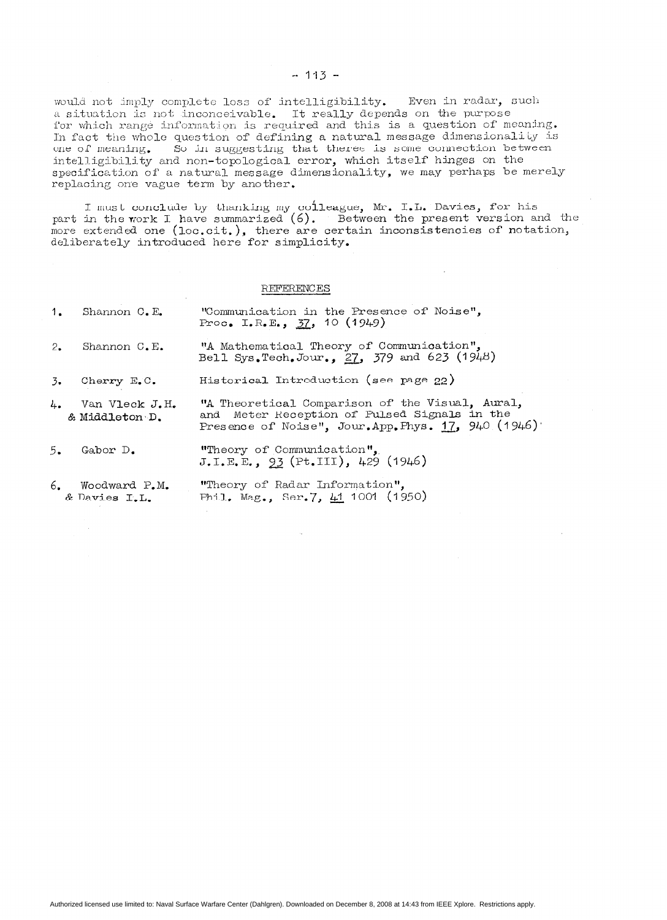would not imply complete loss of intelligibility. Even in radar, such a situation is not inconceivable. It really depends on the purpose for which range information is required and this is a question of meaning. In fact the whole question of defining a natural message dimensionality is one of meaning. So in suggesting that theree is some connection between intelligibility and non-topological error, which itself hinges on the specification of a natural message dimensionality, we may perhaps be merely replacing one vague term by another.

I must conclude by thanking my colleague, Mr. I.L. Davies, for his part in the work I have summarized (6). Between the present version and the more extended one (loc.cit.), there are certain inconsistencies of notation, deliberately introduced here for simplicity.

## REFERENCES

1. Shannon C.E. — "Communication in the Presence of Noise", Proc. I.R.E., 37, 10 (1949)
2. Shannon C.E. — "A Mathematical Theory of Communication", Bell Sys.Tech.Jour., 27, 379 and 623 (1948)
3. Cherry E.C. — Historical Introduction (see page 22)
4. Van Vleck J.H. & Middleton D. — "A Theoretical Comparison of the Visual, Aural, and Meter Reception of Pulsed Signals in the Presence of Noise", Jour.App.Phys. 17, 940 (1946)
5. Gabor D. — "Theory of Communication", J.I.E.E., 93 (Pt.III), 429 (1946)
6. Woodward P.M. & Davies I.L. — "Theory of Radar Information", Phil. Mag., Ser.7, 41 1001 (1950)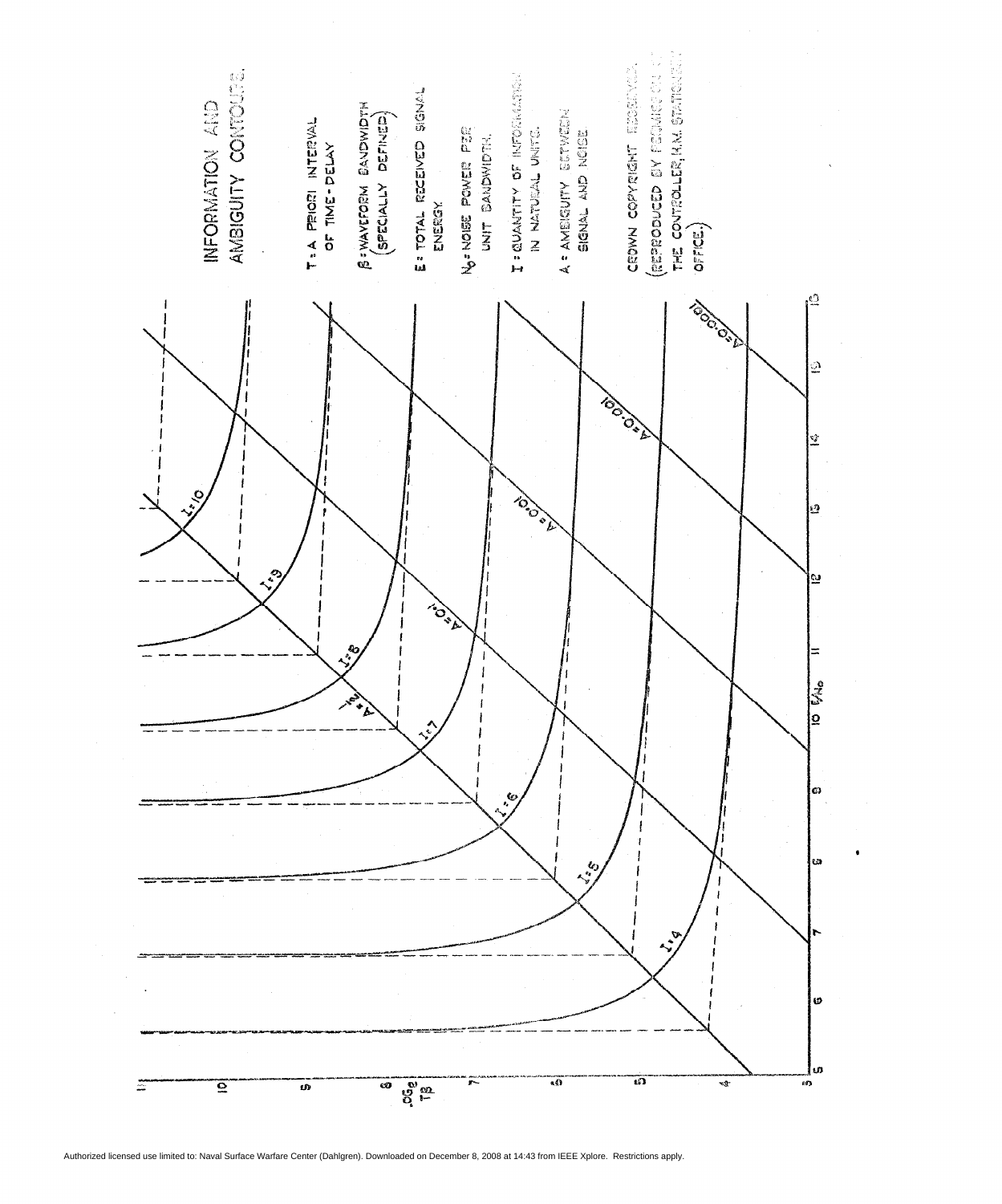INFORMATION AND AMBIGUITY CONTOURS.

T : A PRIORI INTERVAL OF TIME-DELAY

β : WAVEFORM BANDWIDTH (SPECIALLY DEFINED)

E : TOTAL RECEIVED SIGNAL ENERGY

$N_0$ : NOISE POWER PER UNIT BANDWIDTH.

I : QUANTITY OF INFORMATION IN NATURAL UNITS.

A : AMBIGUITY BETWEEN SIGNAL AND NOISE

CROWN COPYRIGHT RESERVED. (REPRODUCED BY PERMISSION OF THE CONTROLLER, H.M. STATIONERY OFFICE.)

I=4

I=5

I=6

I=7

I=8

I=9

I=10

$A=\frac{1}{2}$

A=0.1

A=0.01

A=0.001

A=0.0001

$\log_e T\beta$

$E/N_0$

3 4 5 6 7 8 9 10 11

5 6 7 8 9 10 11 12 13 14 15 16